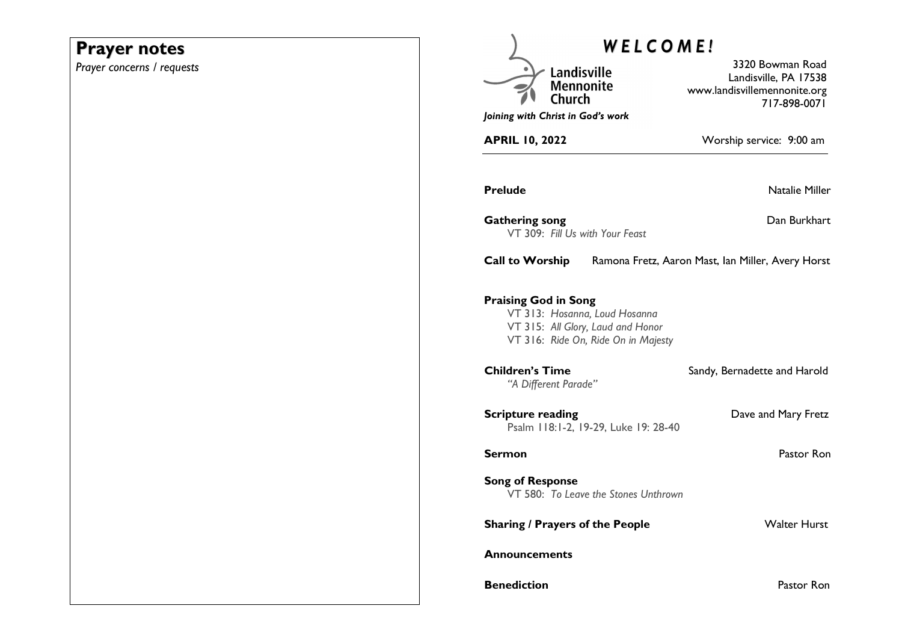# Prayer notes

*Prayer concerns / requests*

## *WELCOME!*

Landisville Mennonite Church

*Joining with Christ in God's work*

3320 Bowman Road
Landisville, PA 17538
www.landisvillemennonite.org
717-898-0071

**APRIL 10, 2022** Worship service: 9:00 am

**Prelude** Natalie Miller

**Gathering song** Dan Burkhart
VT 309: *Fill Us with Your Feast*

**Call to Worship** Ramona Fretz, Aaron Mast, Ian Miller, Avery Horst

**Praising God in Song**
VT 313: *Hosanna, Loud Hosanna*
VT 315: *All Glory, Laud and Honor*
VT 316: *Ride On, Ride On in Majesty*

**Children's Time** Sandy, Bernadette and Harold
*"A Different Parade"*

**Scripture reading** Dave and Mary Fretz
Psalm 118:1-2, 19-29, Luke 19: 28-40

**Sermon** Pastor Ron

**Song of Response**
VT 580: *To Leave the Stones Unthrown*

**Sharing / Prayers of the People** Walter Hurst

**Announcements**

**Benediction** Pastor Ron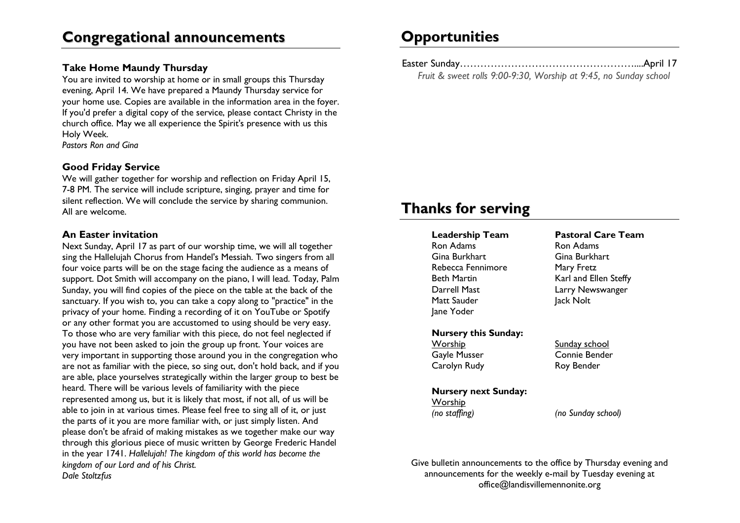# Congregational announcements

### Take Home Maundy Thursday

You are invited to worship at home or in small groups this Thursday evening, April 14. We have prepared a Maundy Thursday service for your home use. Copies are available in the information area in the foyer. If you'd prefer a digital copy of the service, please contact Christy in the church office. May we all experience the Spirit's presence with us this Holy Week.
*Pastors Ron and Gina*

### Good Friday Service

We will gather together for worship and reflection on Friday April 15, 7-8 PM. The service will include scripture, singing, prayer and time for silent reflection. We will conclude the service by sharing communion. All are welcome.

### An Easter invitation

Next Sunday, April 17 as part of our worship time, we will all together sing the Hallelujah Chorus from Handel's Messiah. Two singers from all four voice parts will be on the stage facing the audience as a means of support. Dot Smith will accompany on the piano, I will lead. Today, Palm Sunday, you will find copies of the piece on the table at the back of the sanctuary. If you wish to, you can take a copy along to "practice" in the privacy of your home. Finding a recording of it on YouTube or Spotify or any other format you are accustomed to using should be very easy. To those who are very familiar with this piece, do not feel neglected if you have not been asked to join the group up front. Your voices are very important in supporting those around you in the congregation who are not as familiar with the piece, so sing out, don't hold back, and if you are able, place yourselves strategically within the larger group to best be heard. There will be various levels of familiarity with the piece represented among us, but it is likely that most, if not all, of us will be able to join in at various times. Please feel free to sing all of it, or just the parts of it you are more familiar with, or just simply listen. And please don't be afraid of making mistakes as we together make our way through this glorious piece of music written by George Frederic Handel in the year 1741. *Hallelujah! The kingdom of this world has become the kingdom of our Lord and of his Christ.*
*Dale Stoltzfus*

# Opportunities

Easter Sunday……………………………………………....April 17
*Fruit & sweet rolls 9:00-9:30, Worship at 9:45, no Sunday school*

# Thanks for serving

**Leadership Team**
Ron Adams
Gina Burkhart
Rebecca Fennimore
Beth Martin
Darrell Mast
Matt Sauder
Jane Yoder

**Pastoral Care Team**
Ron Adams
Gina Burkhart
Mary Fretz
Karl and Ellen Steffy
Larry Newswanger
Jack Nolt

**Nursery this Sunday:**

| Worship | Sunday school |
|---|---|
| Gayle Musser | Connie Bender |
| Carolyn Rudy | Roy Bender |

**Nursery next Sunday:**

| Worship | |
|---|---|
| *(no staffing)* | *(no Sunday school)* |

Give bulletin announcements to the office by Thursday evening and announcements for the weekly e-mail by Tuesday evening at office@landisvillemennonite.org